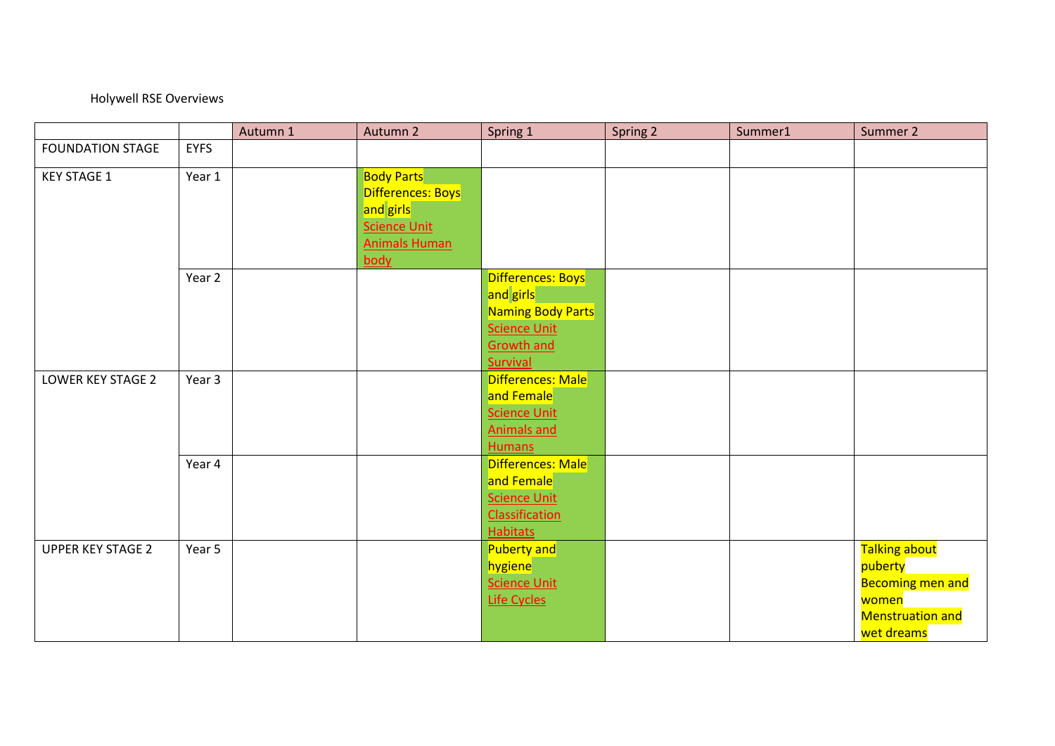Holywell RSE Overviews

| | | Autumn 1 | Autumn 2 | Spring 1 | Spring 2 | Summer1 | Summer 2 |
|---|---|---|---|---|---|---|---|
| FOUNDATION STAGE | EYFS | | | | | | |
| KEY STAGE 1 | Year 1 | | Body Parts<br>Differences: Boys and girls<br>Science Unit<br>Animals Human body | | | | |
| | Year 2 | | | Differences: Boys and girls<br>Naming Body Parts<br>Science Unit<br>Growth and Survival | | | |
| LOWER KEY STAGE 2 | Year 3 | | | Differences: Male and Female<br>Science Unit<br>Animals and Humans | | | |
| | Year 4 | | | Differences: Male and Female<br>Science Unit<br>Classification Habitats | | | |
| UPPER KEY STAGE 2 | Year 5 | | | Puberty and hygiene<br>Science Unit<br>Life Cycles | | | Talking about puberty<br>Becoming men and women<br>Menstruation and wet dreams |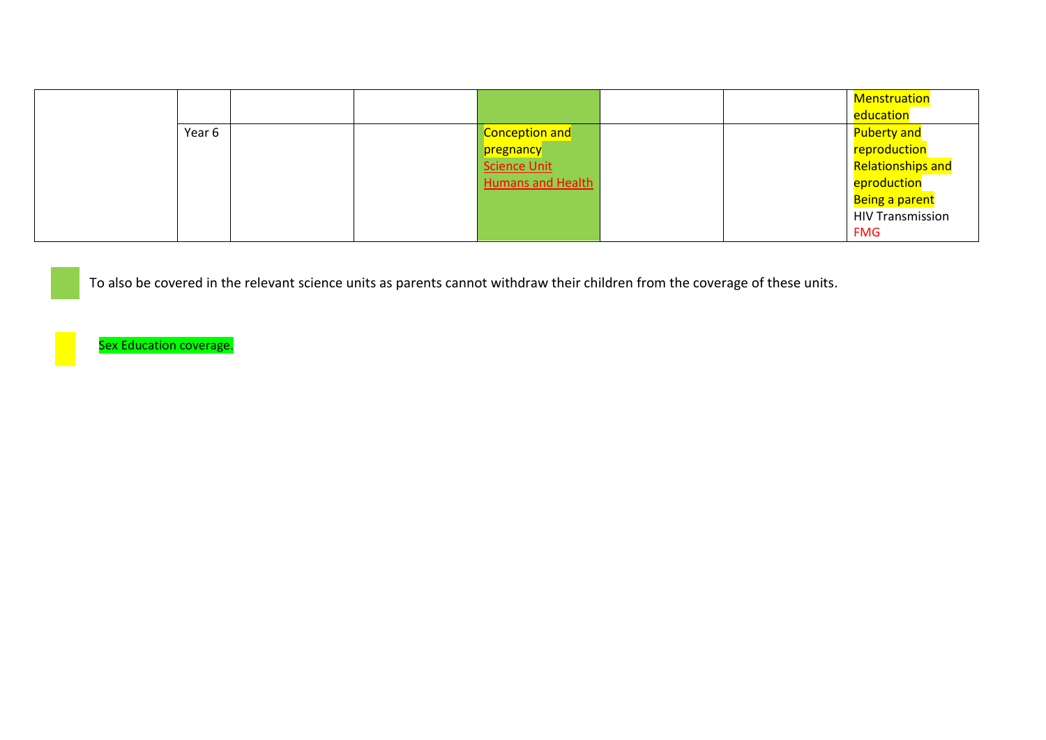| | | | | | | | |
|---|---|---|---|---|---|---|---|
| | | | | | | | Menstruation education |
| | Year 6 | | | Conception and pregnancy<br>Science Unit<br>Humans and Health | | | Puberty and reproduction<br>Relationships and eproduction<br>Being a parent<br>HIV Transmission<br>FMG |

To also be covered in the relevant science units as parents cannot withdraw their children from the coverage of these units.

Sex Education coverage.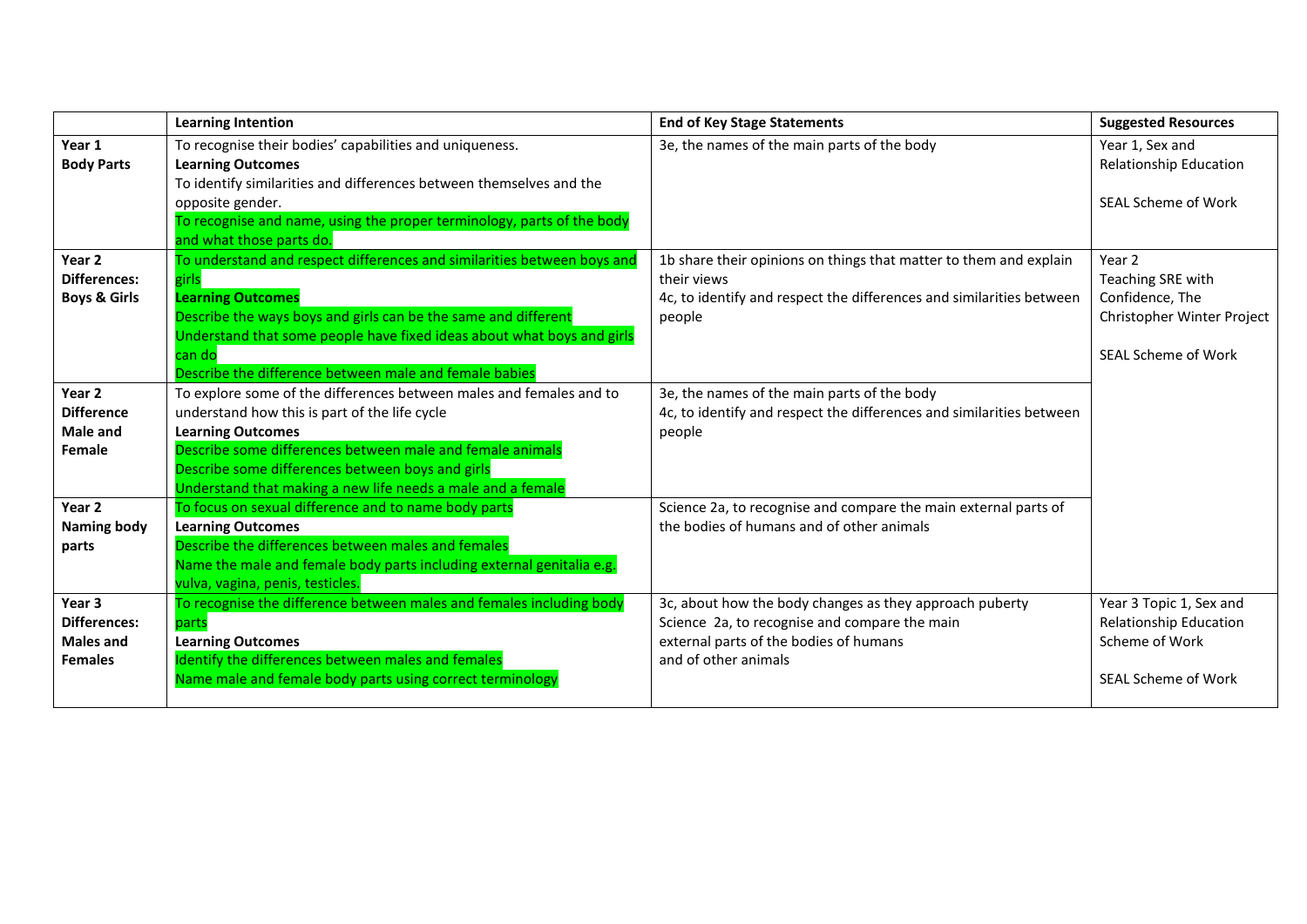| | Learning Intention | End of Key Stage Statements | Suggested Resources |
|---|---|---|---|
| **Year 1**<br>**Body Parts** | To recognise their bodies' capabilities and uniqueness.<br>**Learning Outcomes**<br>To identify similarities and differences between themselves and the opposite gender.<br>To recognise and name, using the proper terminology, parts of the body and what those parts do. | 3e, the names of the main parts of the body | Year 1, Sex and Relationship Education<br><br>SEAL Scheme of Work |
| **Year 2**<br>**Differences: Boys & Girls** | To understand and respect differences and similarities between boys and girls<br>**Learning Outcomes**<br>Describe the ways boys and girls can be the same and different<br>Understand that some people have fixed ideas about what boys and girls can do<br>Describe the difference between male and female babies | 1b share their opinions on things that matter to them and explain their views<br>4c, to identify and respect the differences and similarities between people | Year 2<br>Teaching SRE with Confidence, The Christopher Winter Project<br><br>SEAL Scheme of Work |
| **Year 2**<br>**Difference Male and Female** | To explore some of the differences between males and females and to understand how this is part of the life cycle<br>**Learning Outcomes**<br>Describe some differences between male and female animals<br>Describe some differences between boys and girls<br>Understand that making a new life needs a male and a female | 3e, the names of the main parts of the body<br>4c, to identify and respect the differences and similarities between people | |
| **Year 2**<br>**Naming body parts** | To focus on sexual difference and to name body parts<br>**Learning Outcomes**<br>Describe the differences between males and females<br>Name the male and female body parts including external genitalia e.g. vulva, vagina, penis, testicles. | Science 2a, to recognise and compare the main external parts of the bodies of humans and of other animals | |
| **Year 3**<br>**Differences: Males and Females** | To recognise the difference between males and females including body parts<br>**Learning Outcomes**<br>Identify the differences between males and females<br>Name male and female body parts using correct terminology | 3c, about how the body changes as they approach puberty<br>Science 2a, to recognise and compare the main external parts of the bodies of humans and of other animals | Year 3 Topic 1, Sex and Relationship Education Scheme of Work<br><br>SEAL Scheme of Work |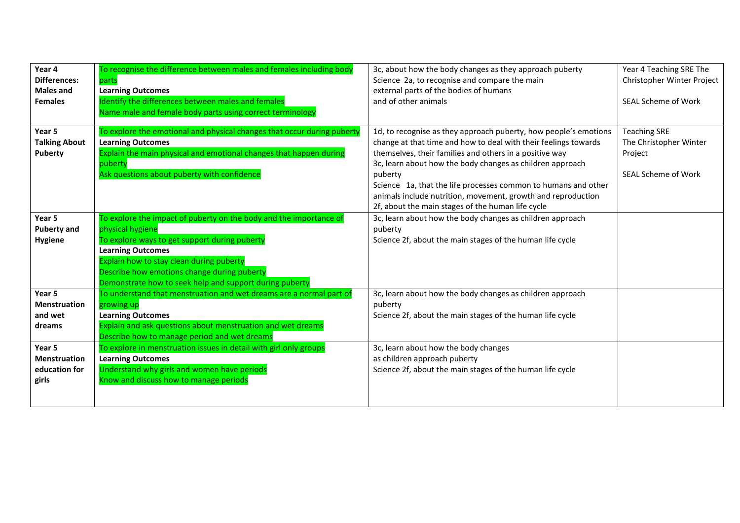| | | | |
|---|---|---|---|
| **Year 4 Differences: Males and Females** | To recognise the difference between males and females including body parts<br>**Learning Outcomes**<br>Identify the differences between males and females<br>Name male and female body parts using correct terminology | 3c, about how the body changes as they approach puberty<br>Science 2a, to recognise and compare the main external parts of the bodies of humans and of other animals | Year 4 Teaching SRE The Christopher Winter Project<br><br>SEAL Scheme of Work |
| **Year 5 Talking About Puberty** | To explore the emotional and physical changes that occur during puberty<br>**Learning Outcomes**<br>Explain the main physical and emotional changes that happen during puberty<br>Ask questions about puberty with confidence | 1d, to recognise as they approach puberty, how people's emotions change at that time and how to deal with their feelings towards themselves, their families and others in a positive way<br>3c, learn about how the body changes as children approach puberty<br>Science 1a, that the life processes common to humans and other animals include nutrition, movement, growth and reproduction<br>2f, about the main stages of the human life cycle | Teaching SRE<br>The Christopher Winter Project<br><br>SEAL Scheme of Work |
| **Year 5 Puberty and Hygiene** | To explore the impact of puberty on the body and the importance of physical hygiene<br>To explore ways to get support during puberty<br>**Learning Outcomes**<br>Explain how to stay clean during puberty<br>Describe how emotions change during puberty<br>Demonstrate how to seek help and support during puberty | 3c, learn about how the body changes as children approach puberty<br>Science 2f, about the main stages of the human life cycle | |
| **Year 5 Menstruation and wet dreams** | To understand that menstruation and wet dreams are a normal part of growing up<br>**Learning Outcomes**<br>Explain and ask questions about menstruation and wet dreams<br>Describe how to manage period and wet dreams | 3c, learn about how the body changes as children approach puberty<br>Science 2f, about the main stages of the human life cycle | |
| **Year 5 Menstruation education for girls** | To explore in menstruation issues in detail with girl only groups<br>**Learning Outcomes**<br>Understand why girls and women have periods<br>Know and discuss how to manage periods | 3c, learn about how the body changes as children approach puberty<br>Science 2f, about the main stages of the human life cycle | |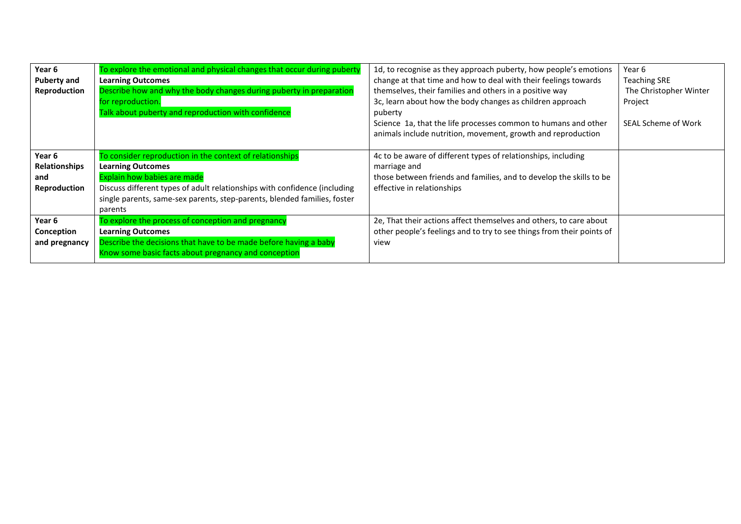| | | | |
|---|---|---|---|
| **Year 6 Puberty and Reproduction** | To explore the emotional and physical changes that occur during puberty<br>**Learning Outcomes**<br>Describe how and why the body changes during puberty in preparation for reproduction.<br>Talk about puberty and reproduction with confidence | 1d, to recognise as they approach puberty, how people's emotions change at that time and how to deal with their feelings towards themselves, their families and others in a positive way<br>3c, learn about how the body changes as children approach puberty<br>Science 1a, that the life processes common to humans and other animals include nutrition, movement, growth and reproduction | Year 6<br>Teaching SRE<br>The Christopher Winter Project<br><br>SEAL Scheme of Work |
| **Year 6 Relationships and Reproduction** | To consider reproduction in the context of relationships<br>**Learning Outcomes**<br>Explain how babies are made<br>Discuss different types of adult relationships with confidence (including single parents, same-sex parents, step-parents, blended families, foster parents | 4c to be aware of different types of relationships, including marriage and<br>those between friends and families, and to develop the skills to be effective in relationships | |
| **Year 6 Conception and pregnancy** | To explore the process of conception and pregnancy<br>**Learning Outcomes**<br>Describe the decisions that have to be made before having a baby<br>Know some basic facts about pregnancy and conception | 2e, That their actions affect themselves and others, to care about other people's feelings and to try to see things from their points of view | |